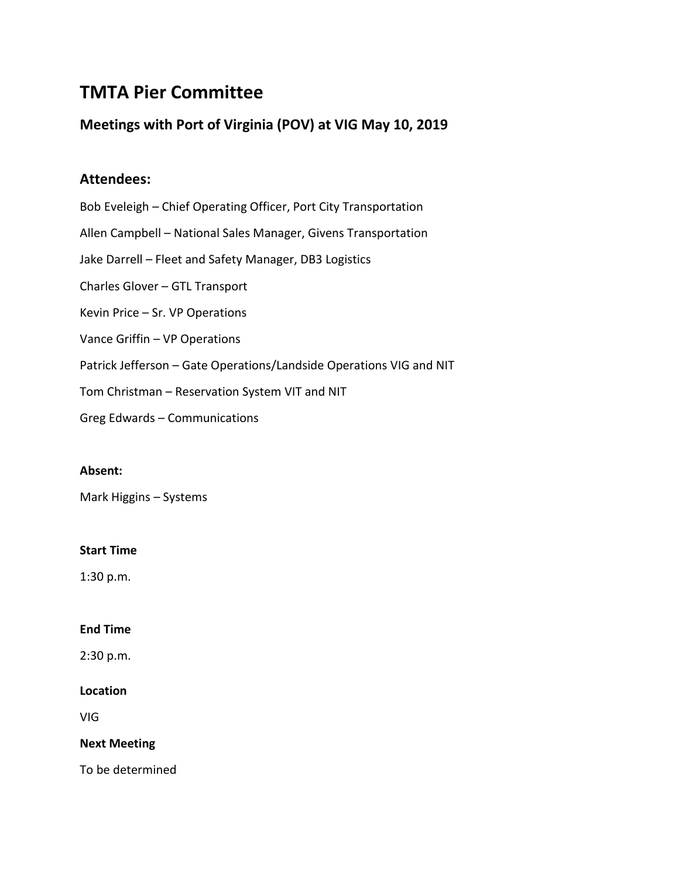# TMTA Pier Committee

## Meetings with Port of Virginia (POV) at VIG May 10, 2019

### Attendees:

Bob Eveleigh – Chief Operating Officer, Port City Transportation

Allen Campbell – National Sales Manager, Givens Transportation

Jake Darrell – Fleet and Safety Manager, DB3 Logistics

Charles Glover – GTL Transport

Kevin Price – Sr. VP Operations

Vance Griffin – VP Operations

Patrick Jefferson – Gate Operations/Landside Operations VIG and NIT

Tom Christman – Reservation System VIT and NIT

Greg Edwards – Communications

**Absent:**

Mark Higgins – Systems

**Start Time**

1:30 p.m.

**End Time**

2:30 p.m.

**Location**

VIG

**Next Meeting**

To be determined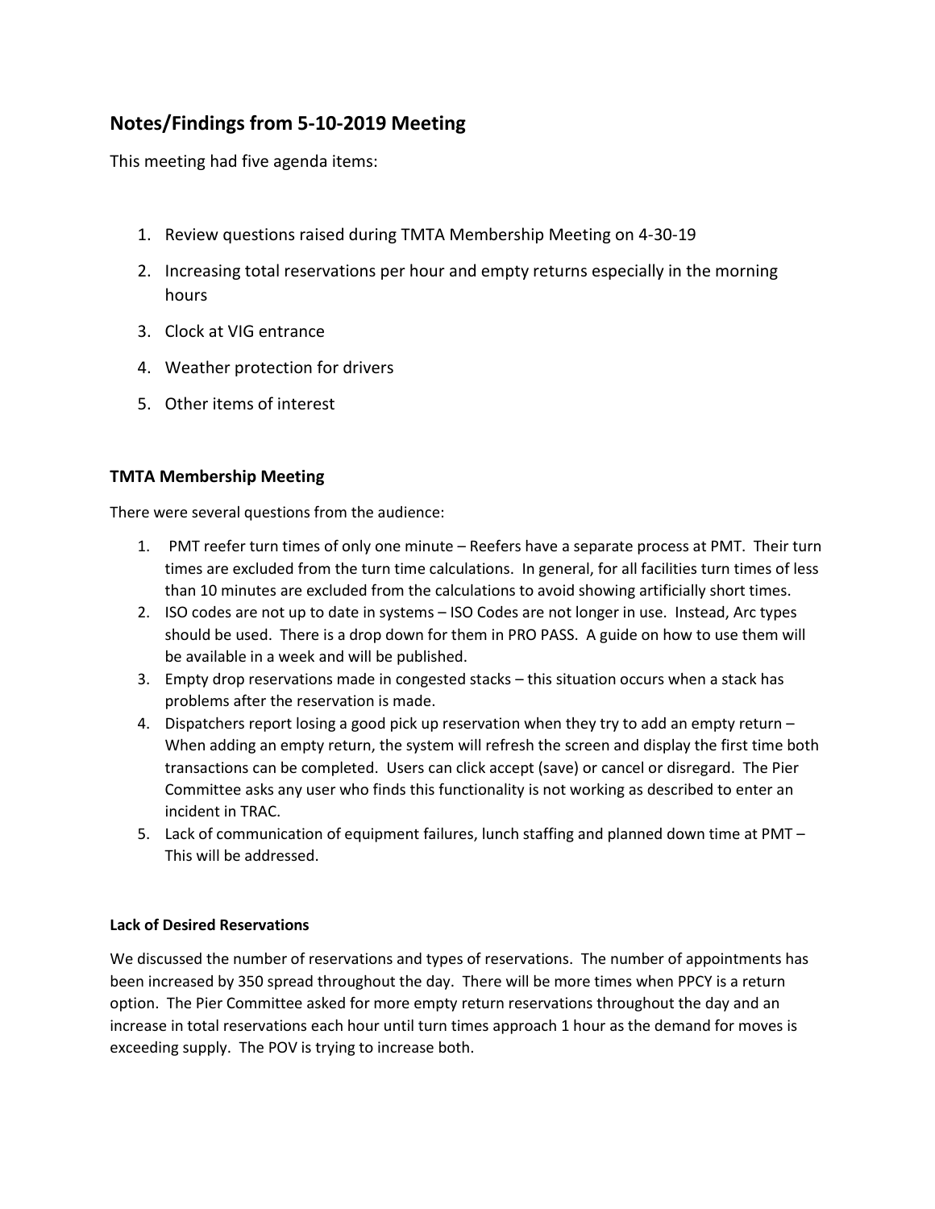## Notes/Findings from 5-10-2019 Meeting

This meeting had five agenda items:

1. Review questions raised during TMTA Membership Meeting on 4-30-19
2. Increasing total reservations per hour and empty returns especially in the morning hours
3. Clock at VIG entrance
4. Weather protection for drivers
5. Other items of interest

### TMTA Membership Meeting

There were several questions from the audience:

1. PMT reefer turn times of only one minute – Reefers have a separate process at PMT. Their turn times are excluded from the turn time calculations. In general, for all facilities turn times of less than 10 minutes are excluded from the calculations to avoid showing artificially short times.
2. ISO codes are not up to date in systems – ISO Codes are not longer in use. Instead, Arc types should be used. There is a drop down for them in PRO PASS. A guide on how to use them will be available in a week and will be published.
3. Empty drop reservations made in congested stacks – this situation occurs when a stack has problems after the reservation is made.
4. Dispatchers report losing a good pick up reservation when they try to add an empty return – When adding an empty return, the system will refresh the screen and display the first time both transactions can be completed. Users can click accept (save) or cancel or disregard. The Pier Committee asks any user who finds this functionality is not working as described to enter an incident in TRAC.
5. Lack of communication of equipment failures, lunch staffing and planned down time at PMT – This will be addressed.

#### Lack of Desired Reservations

We discussed the number of reservations and types of reservations. The number of appointments has been increased by 350 spread throughout the day. There will be more times when PPCY is a return option. The Pier Committee asked for more empty return reservations throughout the day and an increase in total reservations each hour until turn times approach 1 hour as the demand for moves is exceeding supply. The POV is trying to increase both.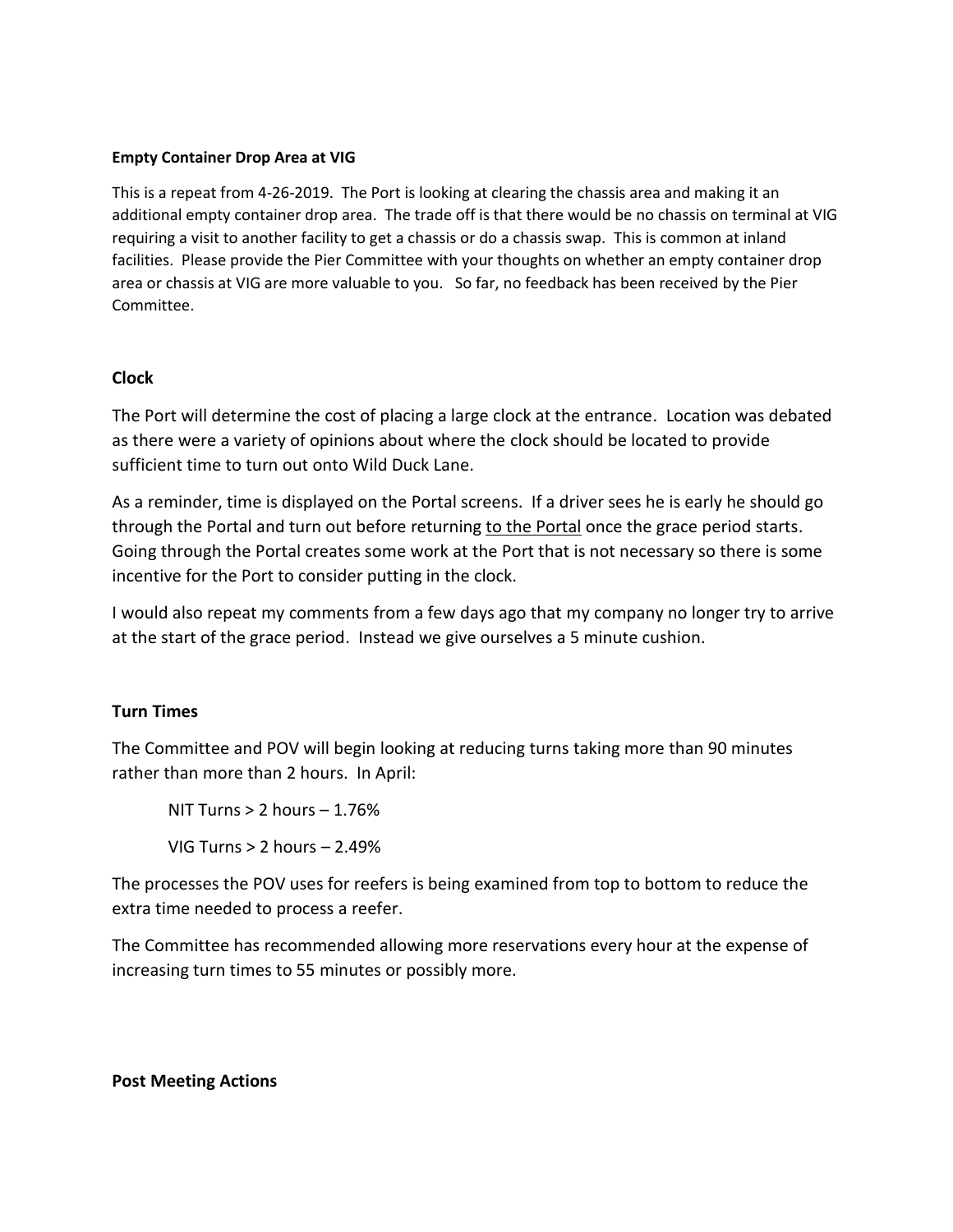#### Empty Container Drop Area at VIG

This is a repeat from 4-26-2019. The Port is looking at clearing the chassis area and making it an additional empty container drop area. The trade off is that there would be no chassis on terminal at VIG requiring a visit to another facility to get a chassis or do a chassis swap. This is common at inland facilities. Please provide the Pier Committee with your thoughts on whether an empty container drop area or chassis at VIG are more valuable to you. So far, no feedback has been received by the Pier Committee.

#### Clock

The Port will determine the cost of placing a large clock at the entrance. Location was debated as there were a variety of opinions about where the clock should be located to provide sufficient time to turn out onto Wild Duck Lane.

As a reminder, time is displayed on the Portal screens. If a driver sees he is early he should go through the Portal and turn out before returning <u>to the Portal</u> once the grace period starts. Going through the Portal creates some work at the Port that is not necessary so there is some incentive for the Port to consider putting in the clock.

I would also repeat my comments from a few days ago that my company no longer try to arrive at the start of the grace period. Instead we give ourselves a 5 minute cushion.

#### Turn Times

The Committee and POV will begin looking at reducing turns taking more than 90 minutes rather than more than 2 hours. In April:

NIT Turns > 2 hours – 1.76%

VIG Turns > 2 hours – 2.49%

The processes the POV uses for reefers is being examined from top to bottom to reduce the extra time needed to process a reefer.

The Committee has recommended allowing more reservations every hour at the expense of increasing turn times to 55 minutes or possibly more.

#### Post Meeting Actions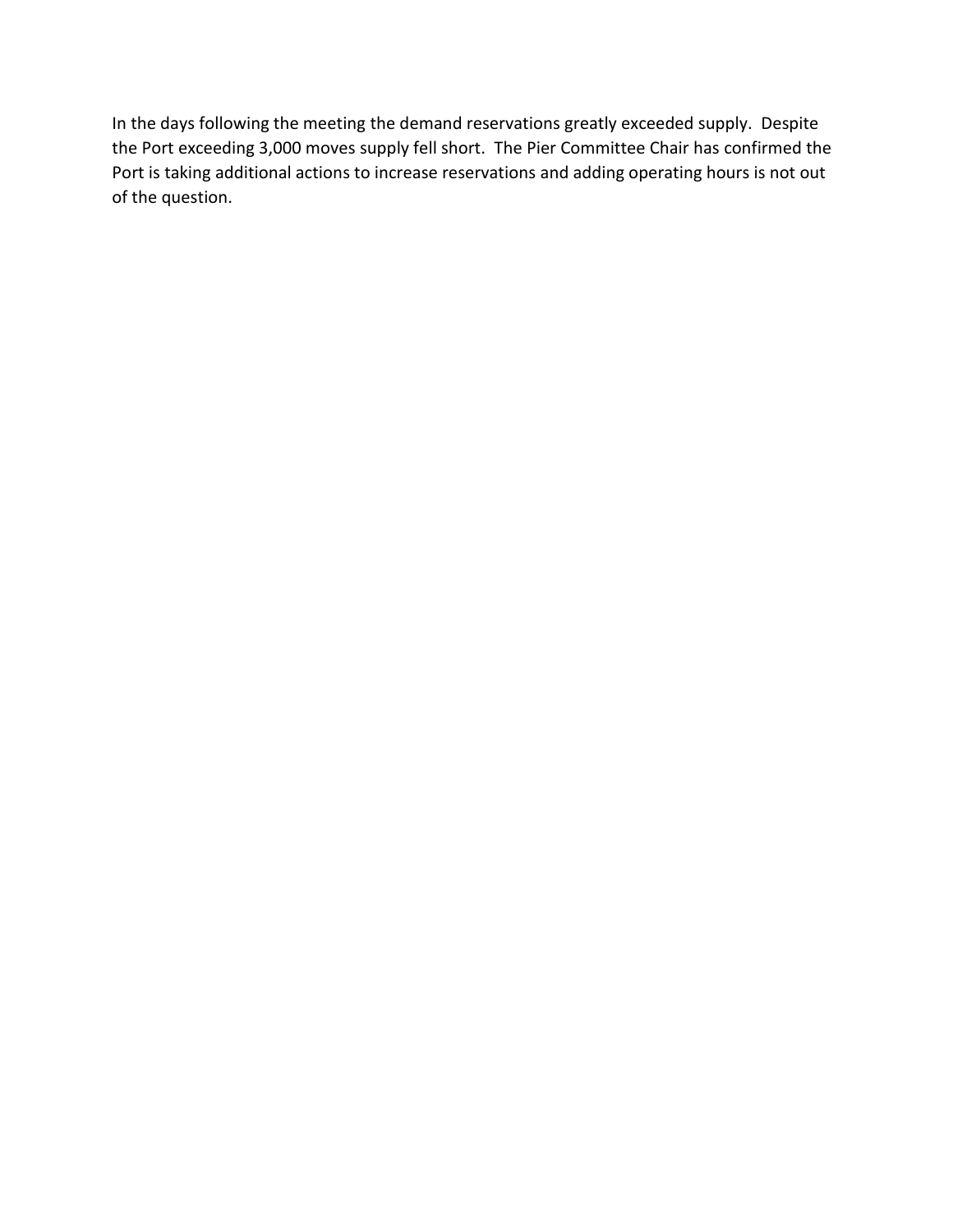In the days following the meeting the demand reservations greatly exceeded supply. Despite the Port exceeding 3,000 moves supply fell short. The Pier Committee Chair has confirmed the Port is taking additional actions to increase reservations and adding operating hours is not out of the question.